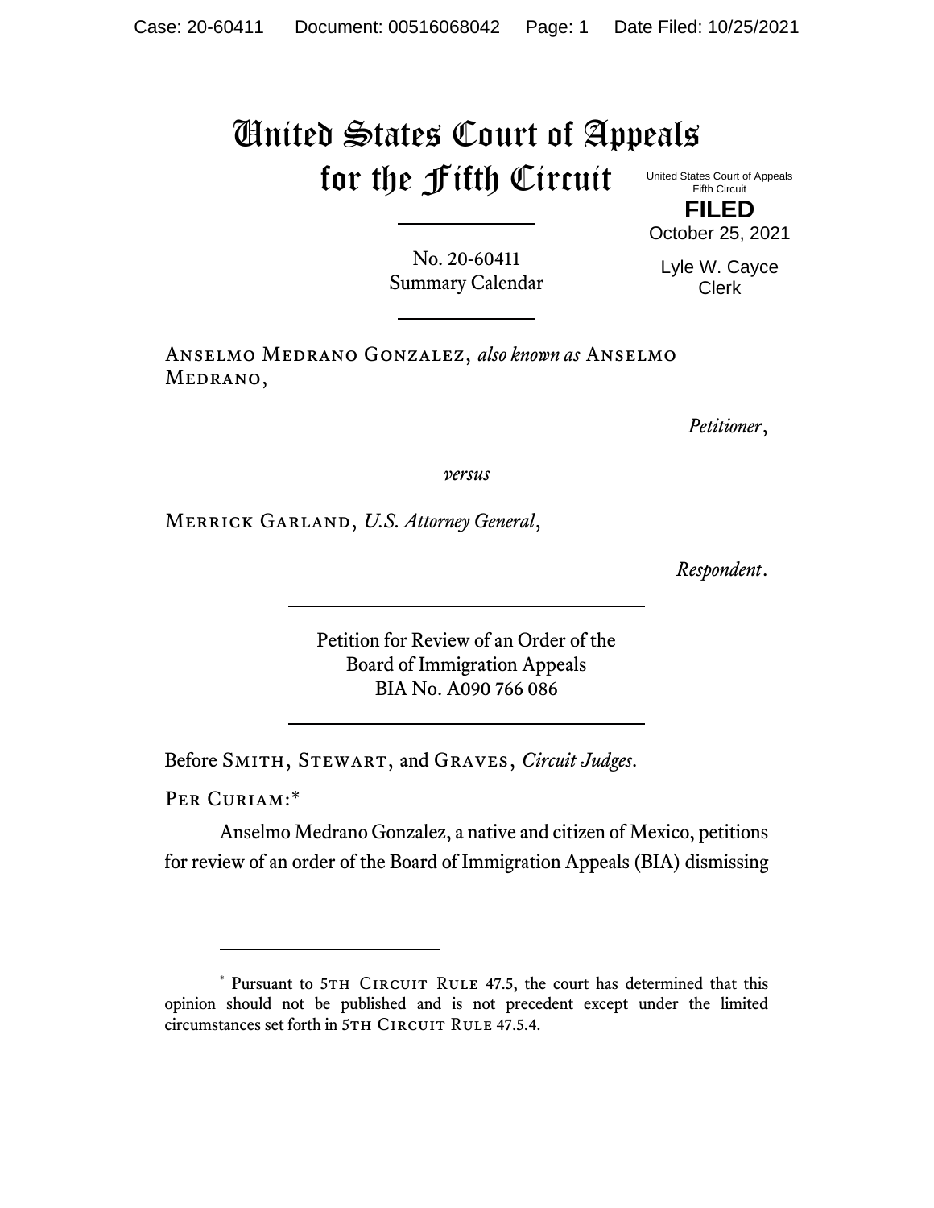# United States Court of Appeals for the Fifth Circuit

United States Court of Appeals
Fifth Circuit

**FILED**

October 25, 2021

Lyle W. Cayce
Clerk

No. 20-60411
Summary Calendar

Anselmo Medrano Gonzalez, *also known as* Anselmo Medrano,

*Petitioner*,

*versus*

Merrick Garland, *U.S. Attorney General*,

*Respondent*.

Petition for Review of an Order of the
Board of Immigration Appeals
BIA No. A090 766 086

Before Smith, Stewart, and Graves, *Circuit Judges*.

Per Curiam:*

Anselmo Medrano Gonzalez, a native and citizen of Mexico, petitions for review of an order of the Board of Immigration Appeals (BIA) dismissing

* Pursuant to 5th Circuit Rule 47.5, the court has determined that this opinion should not be published and is not precedent except under the limited circumstances set forth in 5th Circuit Rule 47.5.4.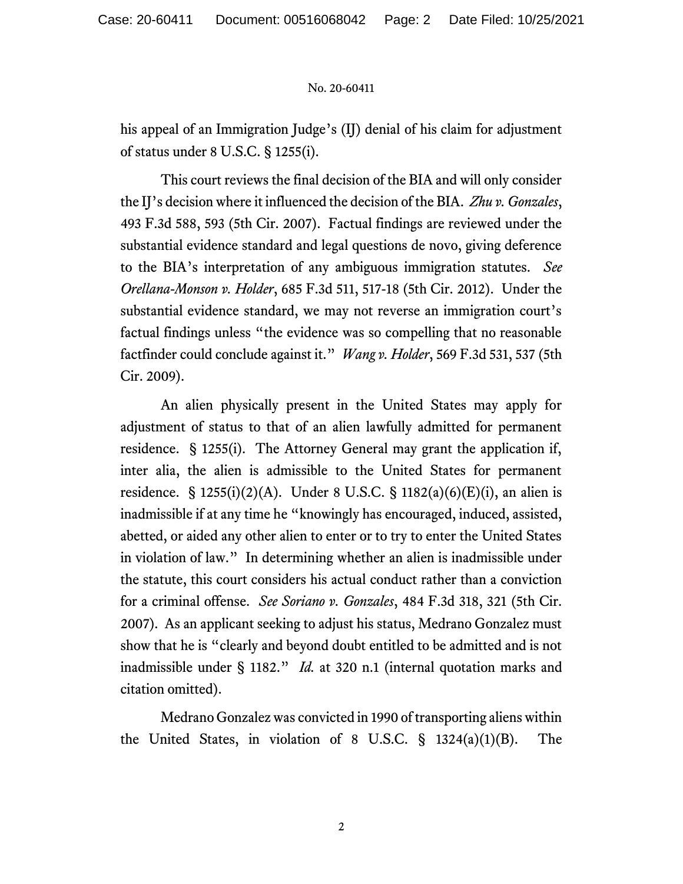his appeal of an Immigration Judge's (IJ) denial of his claim for adjustment of status under 8 U.S.C. § 1255(i).

This court reviews the final decision of the BIA and will only consider the IJ's decision where it influenced the decision of the BIA. *Zhu v. Gonzales*, 493 F.3d 588, 593 (5th Cir. 2007). Factual findings are reviewed under the substantial evidence standard and legal questions de novo, giving deference to the BIA's interpretation of any ambiguous immigration statutes. *See Orellana-Monson v. Holder*, 685 F.3d 511, 517-18 (5th Cir. 2012). Under the substantial evidence standard, we may not reverse an immigration court's factual findings unless "the evidence was so compelling that no reasonable factfinder could conclude against it." *Wang v. Holder*, 569 F.3d 531, 537 (5th Cir. 2009).

An alien physically present in the United States may apply for adjustment of status to that of an alien lawfully admitted for permanent residence. § 1255(i). The Attorney General may grant the application if, inter alia, the alien is admissible to the United States for permanent residence. § 1255(i)(2)(A). Under 8 U.S.C. § 1182(a)(6)(E)(i), an alien is inadmissible if at any time he "knowingly has encouraged, induced, assisted, abetted, or aided any other alien to enter or to try to enter the United States in violation of law." In determining whether an alien is inadmissible under the statute, this court considers his actual conduct rather than a conviction for a criminal offense. *See Soriano v. Gonzales*, 484 F.3d 318, 321 (5th Cir. 2007). As an applicant seeking to adjust his status, Medrano Gonzalez must show that he is "clearly and beyond doubt entitled to be admitted and is not inadmissible under § 1182." *Id.* at 320 n.1 (internal quotation marks and citation omitted).

Medrano Gonzalez was convicted in 1990 of transporting aliens within the United States, in violation of 8 U.S.C. § 1324(a)(1)(B). The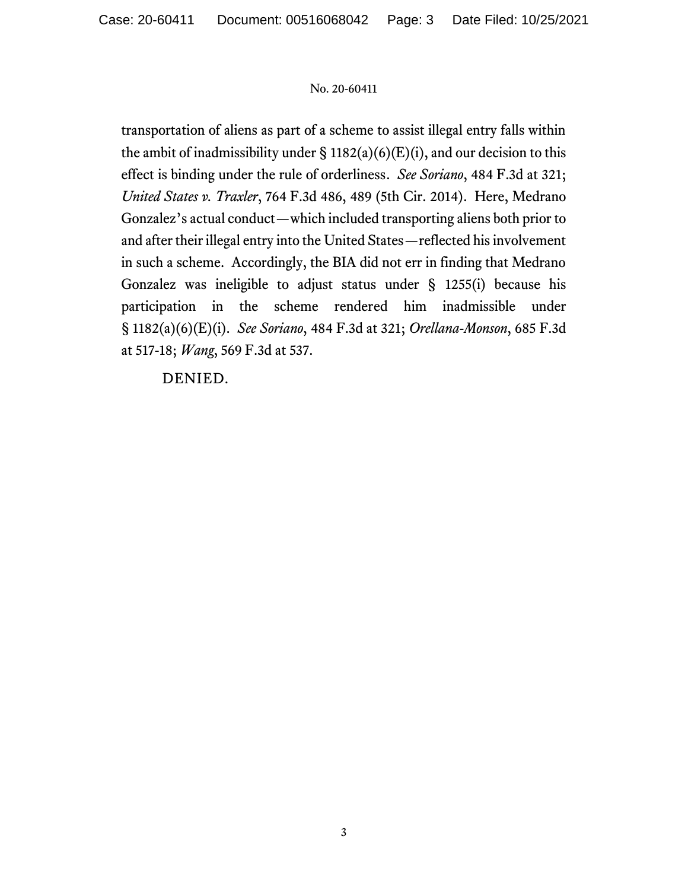transportation of aliens as part of a scheme to assist illegal entry falls within the ambit of inadmissibility under § 1182(a)(6)(E)(i), and our decision to this effect is binding under the rule of orderliness. *See Soriano*, 484 F.3d at 321; *United States v. Traxler*, 764 F.3d 486, 489 (5th Cir. 2014). Here, Medrano Gonzalez's actual conduct—which included transporting aliens both prior to and after their illegal entry into the United States—reflected his involvement in such a scheme. Accordingly, the BIA did not err in finding that Medrano Gonzalez was ineligible to adjust status under § 1255(i) because his participation in the scheme rendered him inadmissible under § 1182(a)(6)(E)(i). *See Soriano*, 484 F.3d at 321; *Orellana-Monson*, 685 F.3d at 517-18; *Wang*, 569 F.3d at 537.

DENIED.